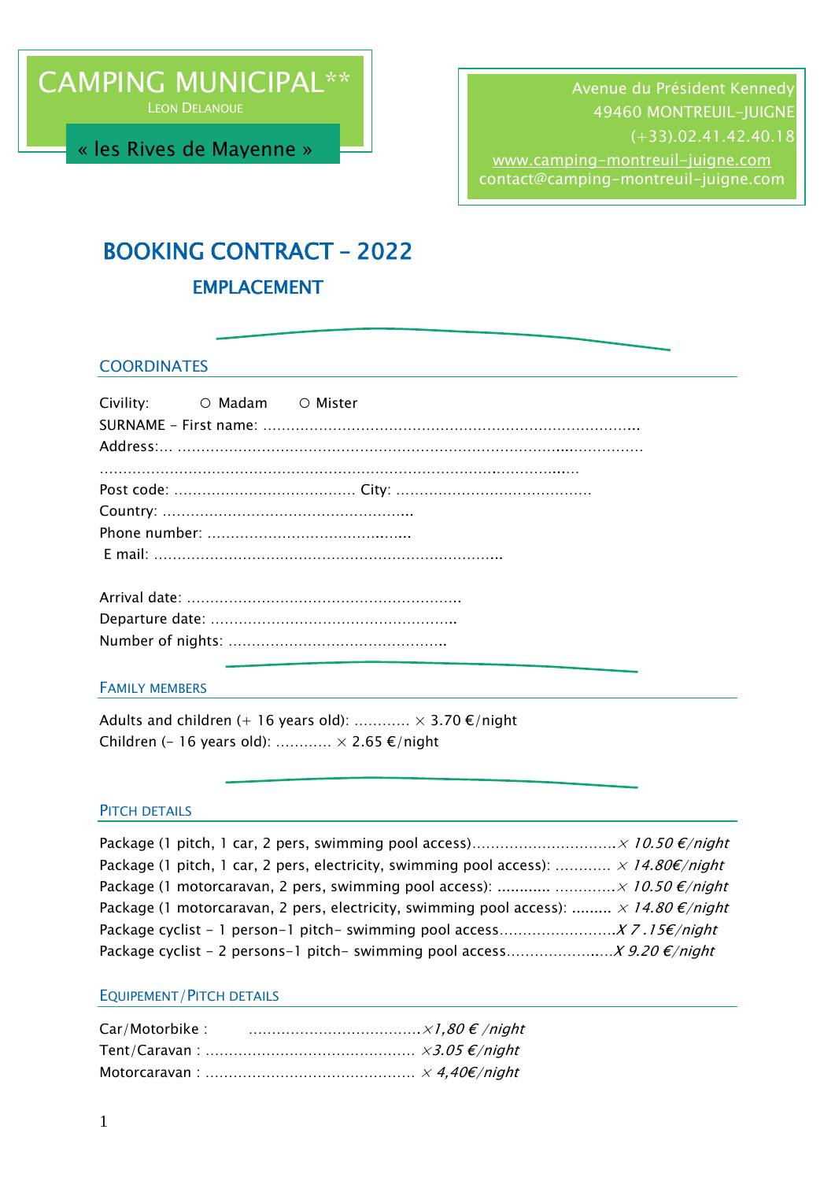# CAMPING MUNICIPAL**

LEON DELANOUE

« les Rives de Mayenne »

Avenue du Président Kennedy
49460 MONTREUIL-JUIGNE
(+33).02.41.42.40.18
www.camping-montreuil-juigne.com
contact@camping-montreuil-juigne.com

# BOOKING CONTRACT – 2022

## EMPLACEMENT

### COORDINATES

Civility: ○ Madam ○ Mister

SURNAME - First name: .................................................................................

Address:... .................................................................................................

.....................................................................................................................

Post code: ...................................... City: .........................................

Country: ....................................................

Phone number: ..........................................

E mail: ........................................................................

Arrival date: .........................................................

Departure date: ...................................................

Number of nights: .............................................

### FAMILY MEMBERS

Adults and children (+ 16 years old): ............ × 3.70 €/night

Children (- 16 years old): ............ × 2.65 €/night

### PITCH DETAILS

Package (1 pitch, 1 car, 2 pers, swimming pool access)............................... *× 10.50 €/night*

Package (1 pitch, 1 car, 2 pers, electricity, swimming pool access): ............ *× 14.80€/night*

Package (1 motorcaravan, 2 pers, swimming pool access): ............ .............*× 10.50 €/night*

Package (1 motorcaravan, 2 pers, electricity, swimming pool access): ......... *× 14.80 €/night*

Package cyclist - 1 person-1 pitch- swimming pool access.........................*X 7 .15€/night*

Package cyclist - 2 persons-1 pitch- swimming pool access.......................*X 9.20 €/night*

### EQUIPEMENT/PITCH DETAILS

Car/Motorbike : .....................................*×1,80 € /night*

Tent/Caravan : ............................................ *×3.05 €/night*

Motorcaravan : ............................................ *× 4,40€/night*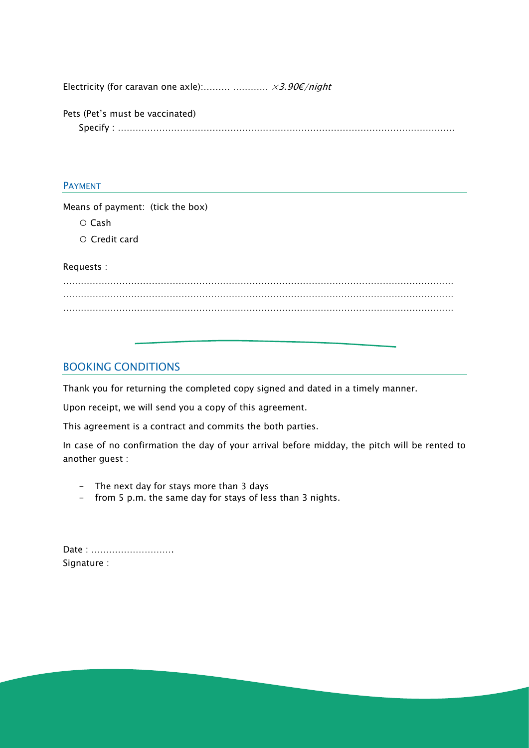Electricity (for caravan one axle):......... ............ *x3.90€/night*

Pets (Pet's must be vaccinated)

Specify : ...................................................................................................................

## PAYMENT

Means of payment: (tick the box)

- ○ Cash
- ○ Credit card

Requests :

.........................................................................................................................
.........................................................................................................................
.........................................................................................................................

## BOOKING CONDITIONS

Thank you for returning the completed copy signed and dated in a timely manner.

Upon receipt, we will send you a copy of this agreement.

This agreement is a contract and commits the both parties.

In case of no confirmation the day of your arrival before midday, the pitch will be rented to another guest :

- The next day for stays more than 3 days
- from 5 p.m. the same day for stays of less than 3 nights.

Date : ............................

Signature :